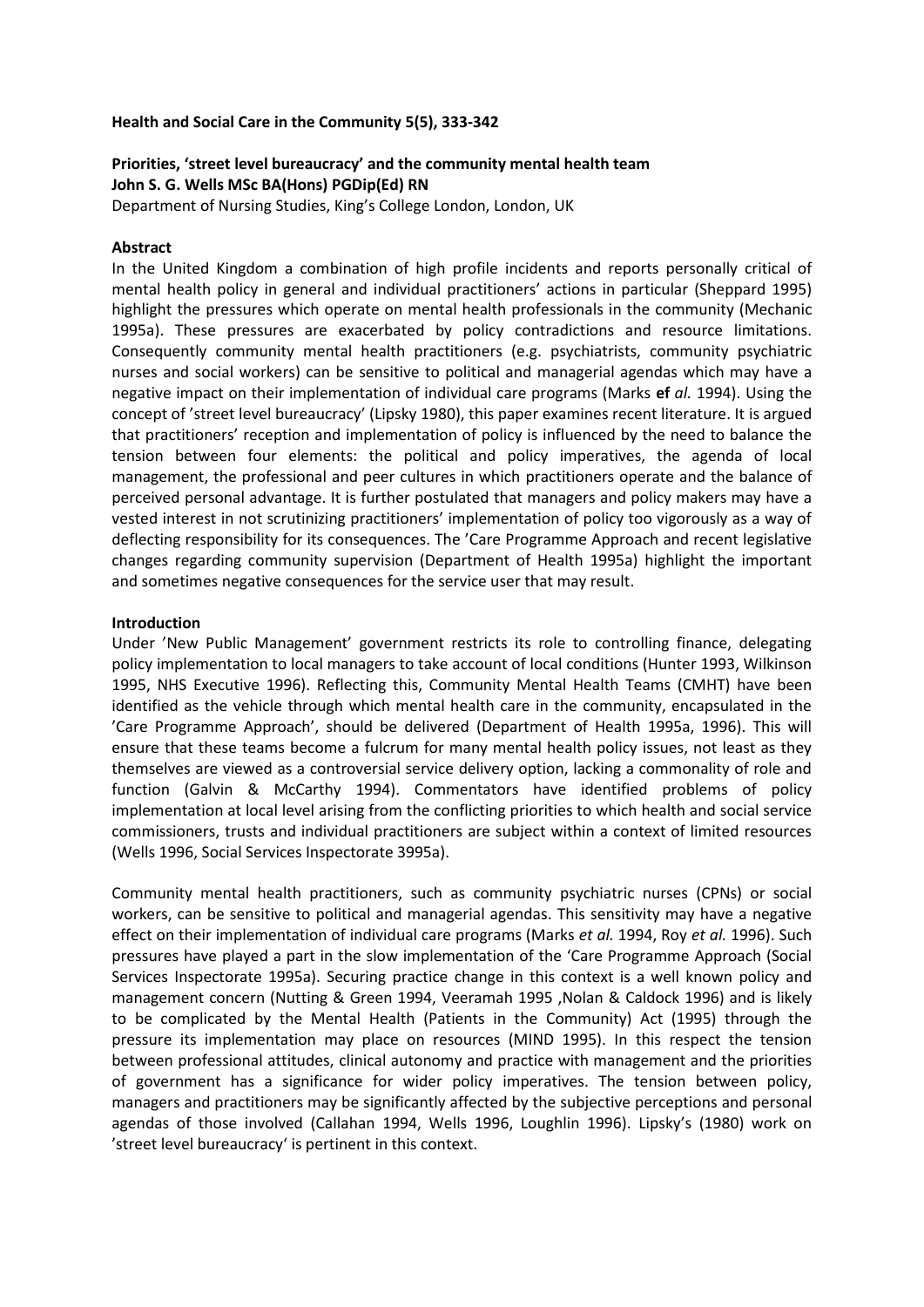**Health and Social Care in the Community 5(5), 333-342**

**Priorities, 'street level bureaucracy' and the community mental health team**
**John S. G. Wells MSc BA(Hons) PGDip(Ed) RN**
Department of Nursing Studies, King's College London, London, UK

**Abstract**

In the United Kingdom a combination of high profile incidents and reports personally critical of mental health policy in general and individual practitioners' actions in particular (Sheppard 1995) highlight the pressures which operate on mental health professionals in the community (Mechanic 1995a). These pressures are exacerbated by policy contradictions and resource limitations. Consequently community mental health practitioners (e.g. psychiatrists, community psychiatric nurses and social workers) can be sensitive to political and managerial agendas which may have a negative impact on their implementation of individual care programs (Marks **ef** *al.* 1994). Using the concept of 'street level bureaucracy' (Lipsky 1980), this paper examines recent literature. It is argued that practitioners' reception and implementation of policy is influenced by the need to balance the tension between four elements: the political and policy imperatives, the agenda of local management, the professional and peer cultures in which practitioners operate and the balance of perceived personal advantage. It is further postulated that managers and policy makers may have a vested interest in not scrutinizing practitioners' implementation of policy too vigorously as a way of deflecting responsibility for its consequences. The 'Care Programme Approach and recent legislative changes regarding community supervision (Department of Health 1995a) highlight the important and sometimes negative consequences for the service user that may result.

**Introduction**

Under 'New Public Management' government restricts its role to controlling finance, delegating policy implementation to local managers to take account of local conditions (Hunter 1993, Wilkinson 1995, NHS Executive 1996). Reflecting this, Community Mental Health Teams (CMHT) have been identified as the vehicle through which mental health care in the community, encapsulated in the 'Care Programme Approach', should be delivered (Department of Health 1995a, 1996). This will ensure that these teams become a fulcrum for many mental health policy issues, not least as they themselves are viewed as a controversial service delivery option, lacking a commonality of role and function (Galvin & McCarthy 1994). Commentators have identified problems of policy implementation at local level arising from the conflicting priorities to which health and social service commissioners, trusts and individual practitioners are subject within a context of limited resources (Wells 1996, Social Services Inspectorate 3995a).

Community mental health practitioners, such as community psychiatric nurses (CPNs) or social workers, can be sensitive to political and managerial agendas. This sensitivity may have a negative effect on their implementation of individual care programs (Marks *et al.* 1994, Roy *et al.* 1996). Such pressures have played a part in the slow implementation of the 'Care Programme Approach (Social Services Inspectorate 1995a). Securing practice change in this context is a well known policy and management concern (Nutting & Green 1994, Veeramah 1995 ,Nolan & Caldock 1996) and is likely to be complicated by the Mental Health (Patients in the Community) Act (1995) through the pressure its implementation may place on resources (MIND 1995). In this respect the tension between professional attitudes, clinical autonomy and practice with management and the priorities of government has a significance for wider policy imperatives. The tension between policy, managers and practitioners may be significantly affected by the subjective perceptions and personal agendas of those involved (Callahan 1994, Wells 1996, Loughlin 1996). Lipsky's (1980) work on 'street level bureaucracy' is pertinent in this context.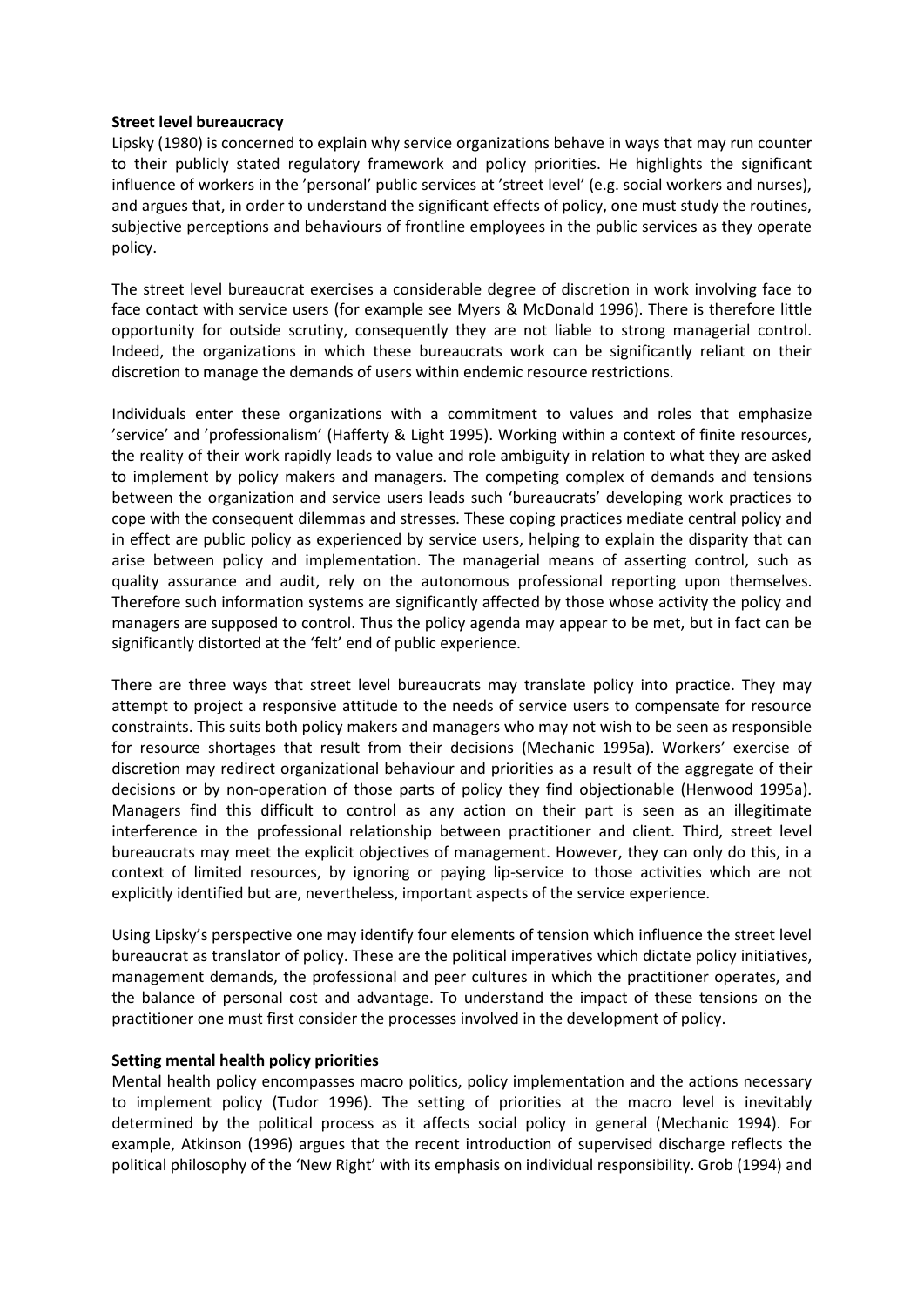### Street level bureaucracy

Lipsky (1980) is concerned to explain why service organizations behave in ways that may run counter to their publicly stated regulatory framework and policy priorities. He highlights the significant influence of workers in the 'personal' public services at 'street level' (e.g. social workers and nurses), and argues that, in order to understand the significant effects of policy, one must study the routines, subjective perceptions and behaviours of frontline employees in the public services as they operate policy.

The street level bureaucrat exercises a considerable degree of discretion in work involving face to face contact with service users (for example see Myers & McDonald 1996). There is therefore little opportunity for outside scrutiny, consequently they are not liable to strong managerial control. Indeed, the organizations in which these bureaucrats work can be significantly reliant on their discretion to manage the demands of users within endemic resource restrictions.

Individuals enter these organizations with a commitment to values and roles that emphasize 'service' and 'professionalism' (Hafferty & Light 1995). Working within a context of finite resources, the reality of their work rapidly leads to value and role ambiguity in relation to what they are asked to implement by policy makers and managers. The competing complex of demands and tensions between the organization and service users leads such 'bureaucrats' developing work practices to cope with the consequent dilemmas and stresses. These coping practices mediate central policy and in effect are public policy as experienced by service users, helping to explain the disparity that can arise between policy and implementation. The managerial means of asserting control, such as quality assurance and audit, rely on the autonomous professional reporting upon themselves. Therefore such information systems are significantly affected by those whose activity the policy and managers are supposed to control. Thus the policy agenda may appear to be met, but in fact can be significantly distorted at the 'felt' end of public experience.

There are three ways that street level bureaucrats may translate policy into practice. They may attempt to project a responsive attitude to the needs of service users to compensate for resource constraints. This suits both policy makers and managers who may not wish to be seen as responsible for resource shortages that result from their decisions (Mechanic 1995a). Workers' exercise of discretion may redirect organizational behaviour and priorities as a result of the aggregate of their decisions or by non-operation of those parts of policy they find objectionable (Henwood 1995a). Managers find this difficult to control as any action on their part is seen as an illegitimate interference in the professional relationship between practitioner and client. Third, street level bureaucrats may meet the explicit objectives of management. However, they can only do this, in a context of limited resources, by ignoring or paying lip-service to those activities which are not explicitly identified but are, nevertheless, important aspects of the service experience.

Using Lipsky's perspective one may identify four elements of tension which influence the street level bureaucrat as translator of policy. These are the political imperatives which dictate policy initiatives, management demands, the professional and peer cultures in which the practitioner operates, and the balance of personal cost and advantage. To understand the impact of these tensions on the practitioner one must first consider the processes involved in the development of policy.

### Setting mental health policy priorities

Mental health policy encompasses macro politics, policy implementation and the actions necessary to implement policy (Tudor 1996). The setting of priorities at the macro level is inevitably determined by the political process as it affects social policy in general (Mechanic 1994). For example, Atkinson (1996) argues that the recent introduction of supervised discharge reflects the political philosophy of the 'New Right' with its emphasis on individual responsibility. Grob (1994) and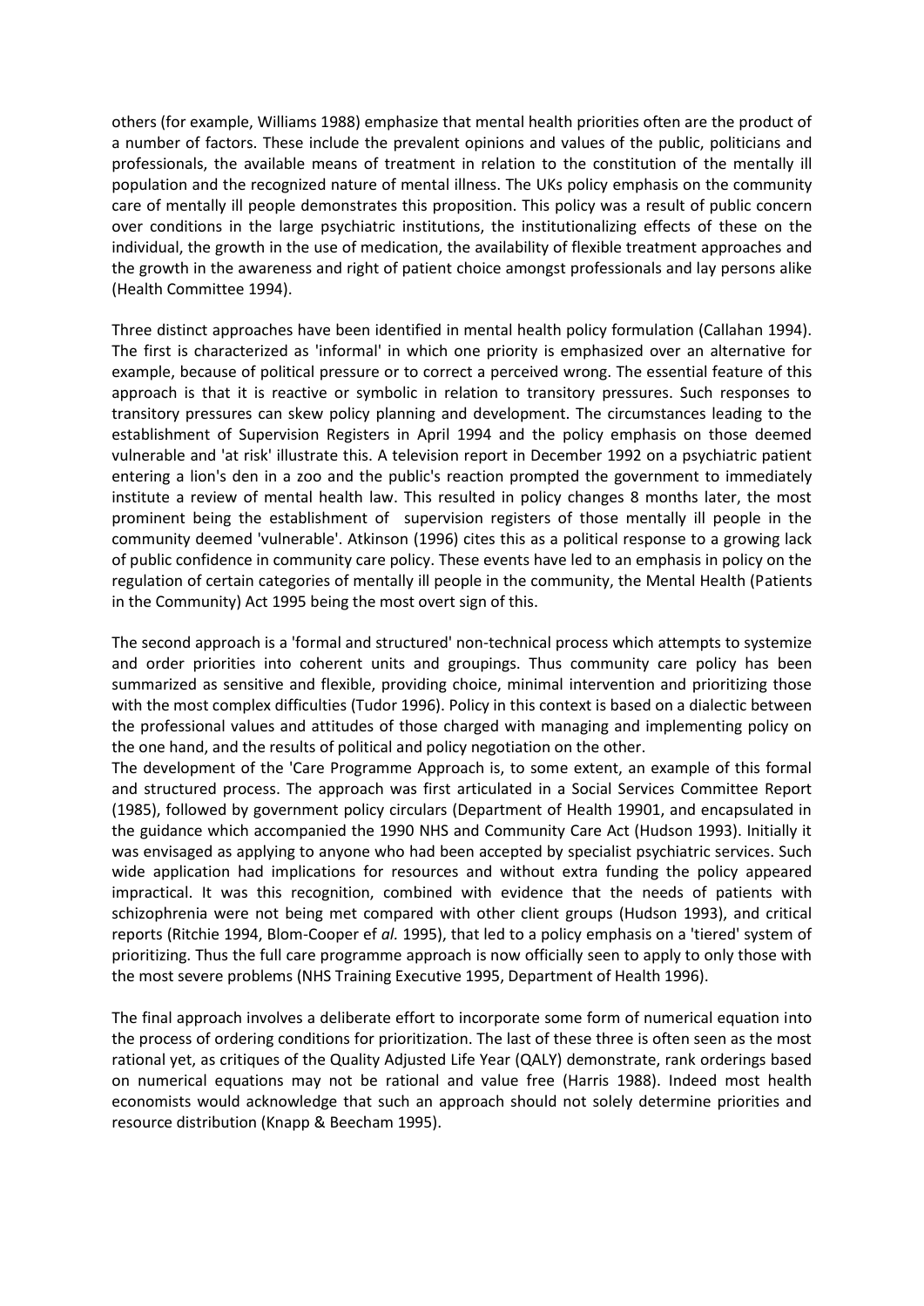others (for example, Williams 1988) emphasize that mental health priorities often are the product of a number of factors. These include the prevalent opinions and values of the public, politicians and professionals, the available means of treatment in relation to the constitution of the mentally ill population and the recognized nature of mental illness. The UKs policy emphasis on the community care of mentally ill people demonstrates this proposition. This policy was a result of public concern over conditions in the large psychiatric institutions, the institutionalizing effects of these on the individual, the growth in the use of medication, the availability of flexible treatment approaches and the growth in the awareness and right of patient choice amongst professionals and lay persons alike (Health Committee 1994).

Three distinct approaches have been identified in mental health policy formulation (Callahan 1994). The first is characterized as 'informal' in which one priority is emphasized over an alternative for example, because of political pressure or to correct a perceived wrong. The essential feature of this approach is that it is reactive or symbolic in relation to transitory pressures. Such responses to transitory pressures can skew policy planning and development. The circumstances leading to the establishment of Supervision Registers in April 1994 and the policy emphasis on those deemed vulnerable and 'at risk' illustrate this. A television report in December 1992 on a psychiatric patient entering a lion's den in a zoo and the public's reaction prompted the government to immediately institute a review of mental health law. This resulted in policy changes 8 months later, the most prominent being the establishment of supervision registers of those mentally ill people in the community deemed 'vulnerable'. Atkinson (1996) cites this as a political response to a growing lack of public confidence in community care policy. These events have led to an emphasis in policy on the regulation of certain categories of mentally ill people in the community, the Mental Health (Patients in the Community) Act 1995 being the most overt sign of this.

The second approach is a 'formal and structured' non-technical process which attempts to systemize and order priorities into coherent units and groupings. Thus community care policy has been summarized as sensitive and flexible, providing choice, minimal intervention and prioritizing those with the most complex difficulties (Tudor 1996). Policy in this context is based on a dialectic between the professional values and attitudes of those charged with managing and implementing policy on the one hand, and the results of political and policy negotiation on the other.

The development of the 'Care Programme Approach is, to some extent, an example of this formal and structured process. The approach was first articulated in a Social Services Committee Report (1985), followed by government policy circulars (Department of Health 19901, and encapsulated in the guidance which accompanied the 1990 NHS and Community Care Act (Hudson 1993). Initially it was envisaged as applying to anyone who had been accepted by specialist psychiatric services. Such wide application had implications for resources and without extra funding the policy appeared impractical. It was this recognition, combined with evidence that the needs of patients with schizophrenia were not being met compared with other client groups (Hudson 1993), and critical reports (Ritchie 1994, Blom-Cooper ef *al.* 1995), that led to a policy emphasis on a 'tiered' system of prioritizing. Thus the full care programme approach is now officially seen to apply to only those with the most severe problems (NHS Training Executive 1995, Department of Health 1996).

The final approach involves a deliberate effort to incorporate some form of numerical equation into the process of ordering conditions for prioritization. The last of these three is often seen as the most rational yet, as critiques of the Quality Adjusted Life Year (QALY) demonstrate, rank orderings based on numerical equations may not be rational and value free (Harris 1988). Indeed most health economists would acknowledge that such an approach should not solely determine priorities and resource distribution (Knapp & Beecham 1995).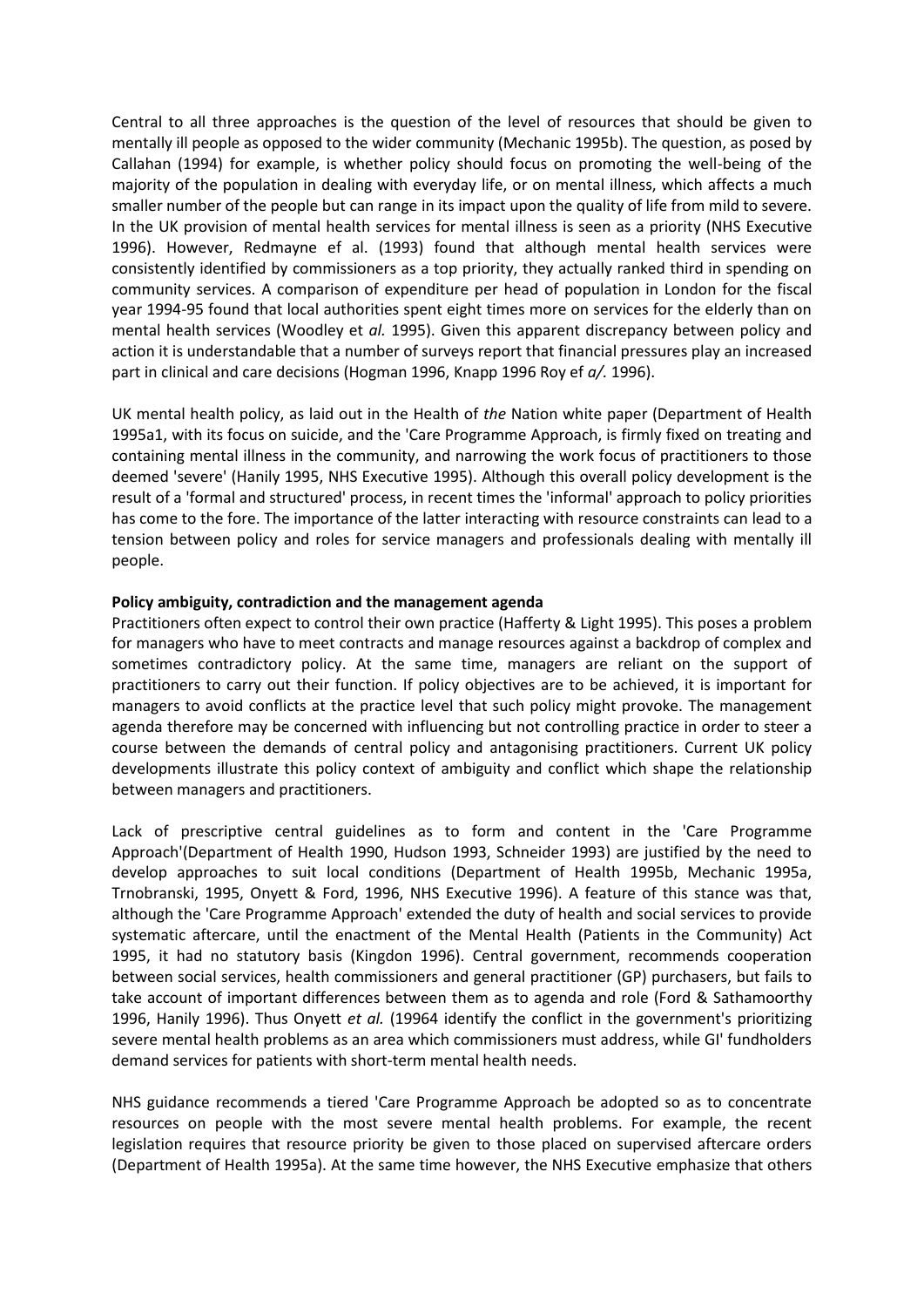Central to all three approaches is the question of the level of resources that should be given to mentally ill people as opposed to the wider community (Mechanic 1995b). The question, as posed by Callahan (1994) for example, is whether policy should focus on promoting the well-being of the majority of the population in dealing with everyday life, or on mental illness, which affects a much smaller number of the people but can range in its impact upon the quality of life from mild to severe. In the UK provision of mental health services for mental illness is seen as a priority (NHS Executive 1996). However, Redmayne ef al. (1993) found that although mental health services were consistently identified by commissioners as a top priority, they actually ranked third in spending on community services. A comparison of expenditure per head of population in London for the fiscal year 1994-95 found that local authorities spent eight times more on services for the elderly than on mental health services (Woodley et *al.* 1995). Given this apparent discrepancy between policy and action it is understandable that a number of surveys report that financial pressures play an increased part in clinical and care decisions (Hogman 1996, Knapp 1996 Roy ef *a/.* 1996).

UK mental health policy, as laid out in the Health of *the* Nation white paper (Department of Health 1995a1, with its focus on suicide, and the 'Care Programme Approach, is firmly fixed on treating and containing mental illness in the community, and narrowing the work focus of practitioners to those deemed 'severe' (Hanily 1995, NHS Executive 1995). Although this overall policy development is the result of a 'formal and structured' process, in recent times the 'informal' approach to policy priorities has come to the fore. The importance of the latter interacting with resource constraints can lead to a tension between policy and roles for service managers and professionals dealing with mentally ill people.

**Policy ambiguity, contradiction and the management agenda**

Practitioners often expect to control their own practice (Hafferty & Light 1995). This poses a problem for managers who have to meet contracts and manage resources against a backdrop of complex and sometimes contradictory policy. At the same time, managers are reliant on the support of practitioners to carry out their function. If policy objectives are to be achieved, it is important for managers to avoid conflicts at the practice level that such policy might provoke. The management agenda therefore may be concerned with influencing but not controlling practice in order to steer a course between the demands of central policy and antagonising practitioners. Current UK policy developments illustrate this policy context of ambiguity and conflict which shape the relationship between managers and practitioners.

Lack of prescriptive central guidelines as to form and content in the 'Care Programme Approach'(Department of Health 1990, Hudson 1993, Schneider 1993) are justified by the need to develop approaches to suit local conditions (Department of Health 1995b, Mechanic 1995a, Trnobranski, 1995, Onyett & Ford, 1996, NHS Executive 1996). A feature of this stance was that, although the 'Care Programme Approach' extended the duty of health and social services to provide systematic aftercare, until the enactment of the Mental Health (Patients in the Community) Act 1995, it had no statutory basis (Kingdon 1996). Central government, recommends cooperation between social services, health commissioners and general practitioner (GP) purchasers, but fails to take account of important differences between them as to agenda and role (Ford & Sathamoorthy 1996, Hanily 1996). Thus Onyett *et al.* (19964 identify the conflict in the government's prioritizing severe mental health problems as an area which commissioners must address, while GI' fundholders demand services for patients with short-term mental health needs.

NHS guidance recommends a tiered 'Care Programme Approach be adopted so as to concentrate resources on people with the most severe mental health problems. For example, the recent legislation requires that resource priority be given to those placed on supervised aftercare orders (Department of Health 1995a). At the same time however, the NHS Executive emphasize that others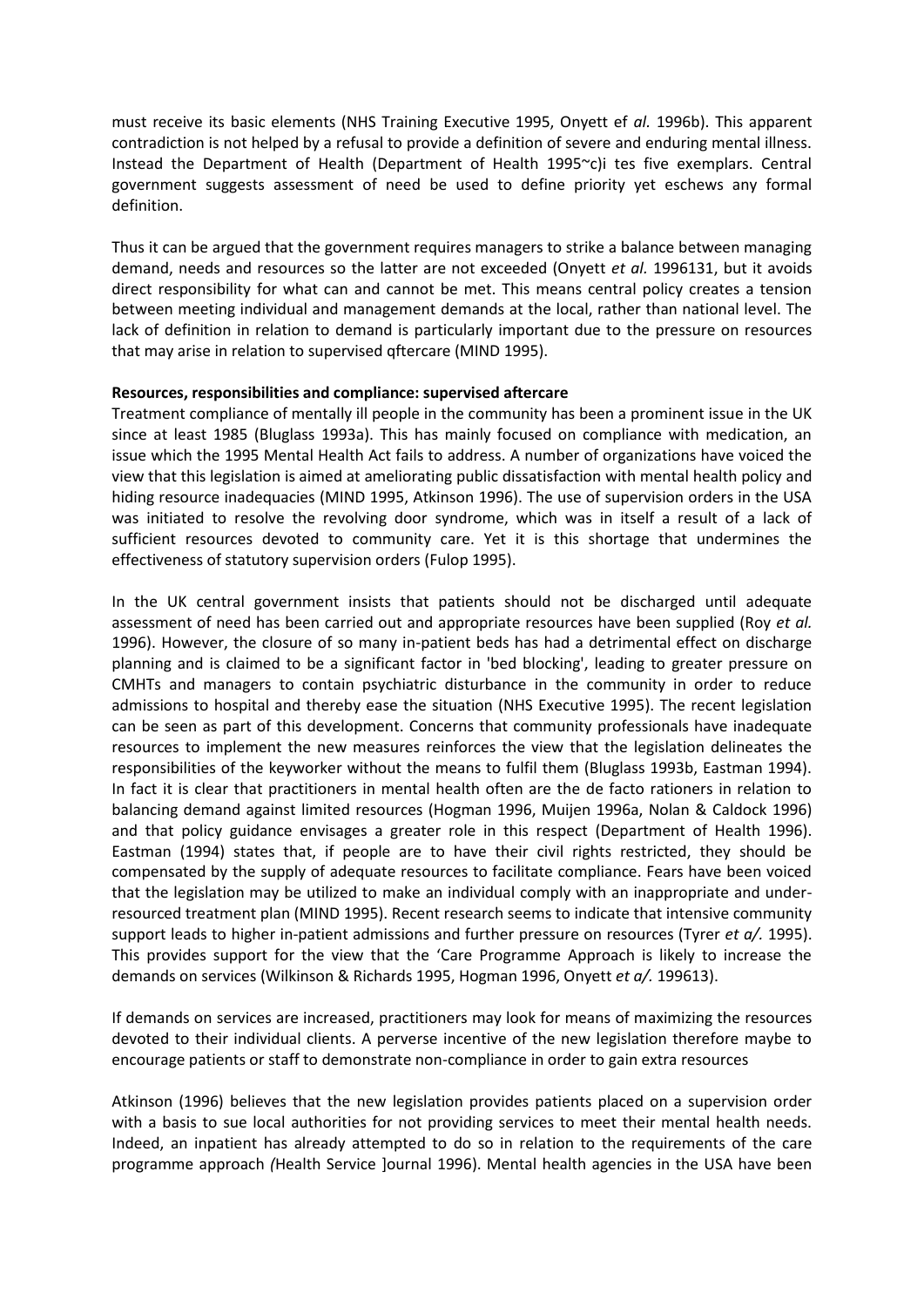must receive its basic elements (NHS Training Executive 1995, Onyett ef *al.* 1996b). This apparent contradiction is not helped by a refusal to provide a definition of severe and enduring mental illness. Instead the Department of Health (Department of Health 1995~c)i tes five exemplars. Central government suggests assessment of need be used to define priority yet eschews any formal definition.

Thus it can be argued that the government requires managers to strike a balance between managing demand, needs and resources so the latter are not exceeded (Onyett *et al.* 1996131, but it avoids direct responsibility for what can and cannot be met. This means central policy creates a tension between meeting individual and management demands at the local, rather than national level. The lack of definition in relation to demand is particularly important due to the pressure on resources that may arise in relation to supervised qftercare (MIND 1995).

**Resources, responsibilities and compliance: supervised aftercare**

Treatment compliance of mentally ill people in the community has been a prominent issue in the UK since at least 1985 (Bluglass 1993a). This has mainly focused on compliance with medication, an issue which the 1995 Mental Health Act fails to address. A number of organizations have voiced the view that this legislation is aimed at ameliorating public dissatisfaction with mental health policy and hiding resource inadequacies (MIND 1995, Atkinson 1996). The use of supervision orders in the USA was initiated to resolve the revolving door syndrome, which was in itself a result of a lack of sufficient resources devoted to community care. Yet it is this shortage that undermines the effectiveness of statutory supervision orders (Fulop 1995).

In the UK central government insists that patients should not be discharged until adequate assessment of need has been carried out and appropriate resources have been supplied (Roy *et al.* 1996). However, the closure of so many in-patient beds has had a detrimental effect on discharge planning and is claimed to be a significant factor in 'bed blocking', leading to greater pressure on CMHTs and managers to contain psychiatric disturbance in the community in order to reduce admissions to hospital and thereby ease the situation (NHS Executive 1995). The recent legislation can be seen as part of this development. Concerns that community professionals have inadequate resources to implement the new measures reinforces the view that the legislation delineates the responsibilities of the keyworker without the means to fulfil them (Bluglass 1993b, Eastman 1994). In fact it is clear that practitioners in mental health often are the de facto rationers in relation to balancing demand against limited resources (Hogman 1996, Muijen 1996a, Nolan & Caldock 1996) and that policy guidance envisages a greater role in this respect (Department of Health 1996). Eastman (1994) states that, if people are to have their civil rights restricted, they should be compensated by the supply of adequate resources to facilitate compliance. Fears have been voiced that the legislation may be utilized to make an individual comply with an inappropriate and under-resourced treatment plan (MIND 1995). Recent research seems to indicate that intensive community support leads to higher in-patient admissions and further pressure on resources (Tyrer *et a/.* 1995). This provides support for the view that the 'Care Programme Approach is likely to increase the demands on services (Wilkinson & Richards 1995, Hogman 1996, Onyett *et a/.* 199613).

If demands on services are increased, practitioners may look for means of maximizing the resources devoted to their individual clients. A perverse incentive of the new legislation therefore maybe to encourage patients or staff to demonstrate non-compliance in order to gain extra resources

Atkinson (1996) believes that the new legislation provides patients placed on a supervision order with a basis to sue local authorities for not providing services to meet their mental health needs. Indeed, an inpatient has already attempted to do so in relation to the requirements of the care programme approach *(*Health Service ]ournal 1996). Mental health agencies in the USA have been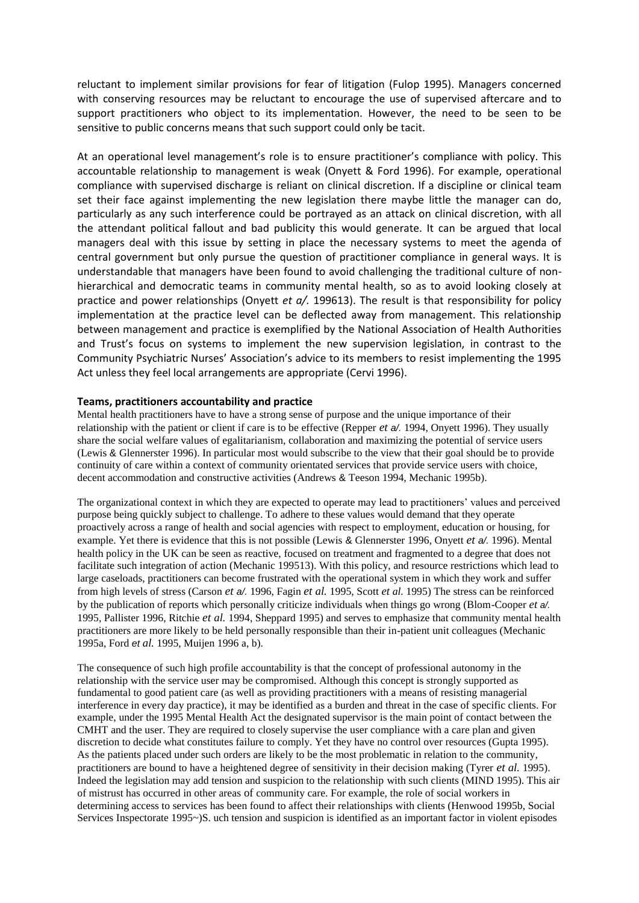reluctant to implement similar provisions for fear of litigation (Fulop 1995). Managers concerned with conserving resources may be reluctant to encourage the use of supervised aftercare and to support practitioners who object to its implementation. However, the need to be seen to be sensitive to public concerns means that such support could only be tacit.

At an operational level management's role is to ensure practitioner's compliance with policy. This accountable relationship to management is weak (Onyett & Ford 1996). For example, operational compliance with supervised discharge is reliant on clinical discretion. If a discipline or clinical team set their face against implementing the new legislation there maybe little the manager can do, particularly as any such interference could be portrayed as an attack on clinical discretion, with all the attendant political fallout and bad publicity this would generate. It can be argued that local managers deal with this issue by setting in place the necessary systems to meet the agenda of central government but only pursue the question of practitioner compliance in general ways. It is understandable that managers have been found to avoid challenging the traditional culture of non-hierarchical and democratic teams in community mental health, so as to avoid looking closely at practice and power relationships (Onyett *et a/.* 199613). The result is that responsibility for policy implementation at the practice level can be deflected away from management. This relationship between management and practice is exemplified by the National Association of Health Authorities and Trust's focus on systems to implement the new supervision legislation, in contrast to the Community Psychiatric Nurses' Association's advice to its members to resist implementing the 1995 Act unless they feel local arrangements are appropriate (Cervi 1996).

**Teams, practitioners accountability and practice**

Mental health practitioners have to have a strong sense of purpose and the unique importance of their relationship with the patient or client if care is to be effective (Repper *et a/.* 1994, Onyett 1996). They usually share the social welfare values of egalitarianism, collaboration and maximizing the potential of service users (Lewis & Glennerster 1996). In particular most would subscribe to the view that their goal should be to provide continuity of care within a context of community orientated services that provide service users with choice, decent accommodation and constructive activities (Andrews & Teeson 1994, Mechanic 1995b).

The organizational context in which they are expected to operate may lead to practitioners' values and perceived purpose being quickly subject to challenge. To adhere to these values would demand that they operate proactively across a range of health and social agencies with respect to employment, education or housing, for example. Yet there is evidence that this is not possible (Lewis & Glennerster 1996, Onyett *et a/.* 1996). Mental health policy in the UK can be seen as reactive, focused on treatment and fragmented to a degree that does not facilitate such integration of action (Mechanic 199513). With this policy, and resource restrictions which lead to large caseloads, practitioners can become frustrated with the operational system in which they work and suffer from high levels of stress (Carson *et a/.* 1996, Fagin *et al.* 1995, Scott *et al.* 1995) The stress can be reinforced by the publication of reports which personally criticize individuals when things go wrong (Blom-Cooper *et a/.* 1995, Pallister 1996, Ritchie *et al.* 1994, Sheppard 1995) and serves to emphasize that community mental health practitioners are more likely to be held personally responsible than their in-patient unit colleagues (Mechanic 1995a, Ford *et al.* 1995, Muijen 1996 a, b).

The consequence of such high profile accountability is that the concept of professional autonomy in the relationship with the service user may be compromised. Although this concept is strongly supported as fundamental to good patient care (as well as providing practitioners with a means of resisting managerial interference in every day practice), it may be identified as a burden and threat in the case of specific clients. For example, under the 1995 Mental Health Act the designated supervisor is the main point of contact between the CMHT and the user. They are required to closely supervise the user compliance with a care plan and given discretion to decide what constitutes failure to comply. Yet they have no control over resources (Gupta 1995). As the patients placed under such orders are likely to be the most problematic in relation to the community, practitioners are bound to have a heightened degree of sensitivity in their decision making (Tyrer *et al.* 1995). Indeed the legislation may add tension and suspicion to the relationship with such clients (MIND 1995). This air of mistrust has occurred in other areas of community care. For example, the role of social workers in determining access to services has been found to affect their relationships with clients (Henwood 1995b, Social Services Inspectorate 1995~)S. uch tension and suspicion is identified as an important factor in violent episodes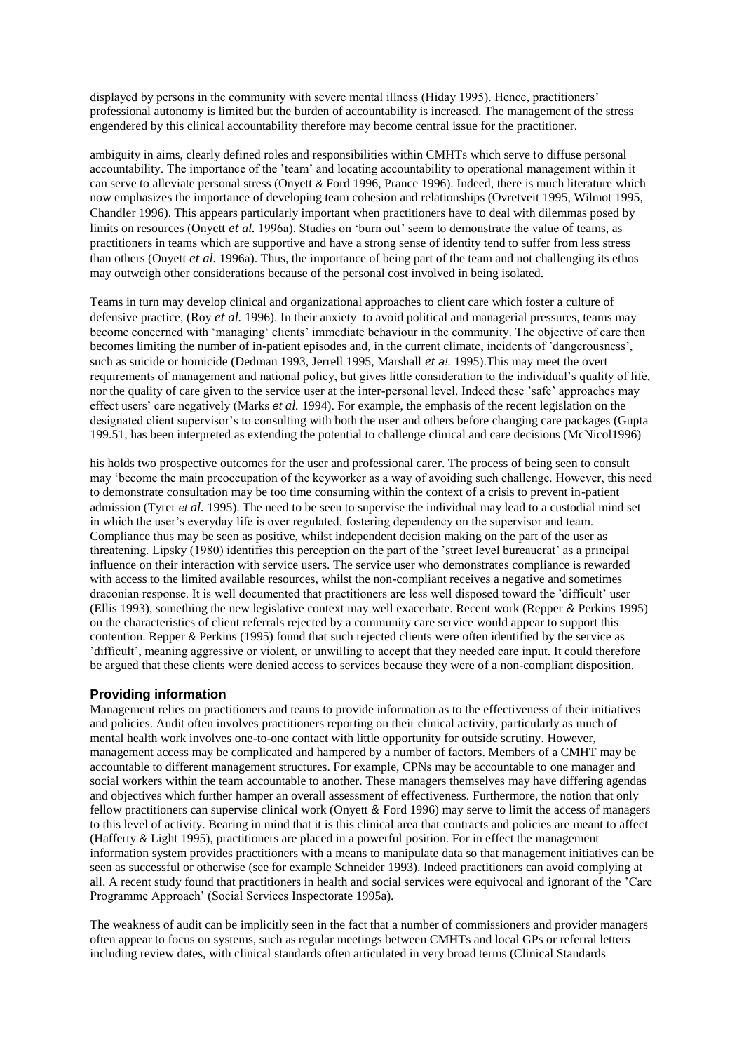displayed by persons in the community with severe mental illness (Hiday 1995). Hence, practitioners' professional autonomy is limited but the burden of accountability is increased. The management of the stress engendered by this clinical accountability therefore may become central issue for the practitioner.

ambiguity in aims, clearly defined roles and responsibilities within CMHTs which serve to diffuse personal accountability. The importance of the 'team' and locating accountability to operational management within it can serve to alleviate personal stress (Onyett & Ford 1996, Prance 1996). Indeed, there is much literature which now emphasizes the importance of developing team cohesion and relationships (Ovretveit 1995, Wilmot 1995, Chandler 1996). This appears particularly important when practitioners have to deal with dilemmas posed by limits on resources (Onyett *et al.* 1996a). Studies on 'burn out' seem to demonstrate the value of teams, as practitioners in teams which are supportive and have a strong sense of identity tend to suffer from less stress than others (Onyett *et al.* 1996a). Thus, the importance of being part of the team and not challenging its ethos may outweigh other considerations because of the personal cost involved in being isolated.

Teams in turn may develop clinical and organizational approaches to client care which foster a culture of defensive practice, (Roy *et al.* 1996). In their anxiety to avoid political and managerial pressures, teams may become concerned with 'managing' clients' immediate behaviour in the community. The objective of care then becomes limiting the number of in-patient episodes and, in the current climate, incidents of 'dangerousness', such as suicide or homicide (Dedman 1993, Jerrell 1995, Marshall *et a!.* 1995).This may meet the overt requirements of management and national policy, but gives little consideration to the individual's quality of life, nor the quality of care given to the service user at the inter-personal level. Indeed these 'safe' approaches may effect users' care negatively (Marks *et al.* 1994). For example, the emphasis of the recent legislation on the designated client supervisor's to consulting with both the user and others before changing care packages (Gupta 199.51, has been interpreted as extending the potential to challenge clinical and care decisions (McNicol1996)

his holds two prospective outcomes for the user and professional carer. The process of being seen to consult may 'become the main preoccupation of the keyworker as a way of avoiding such challenge. However, this need to demonstrate consultation may be too time consuming within the context of a crisis to prevent in-patient admission (Tyrer *et al.* 1995). The need to be seen to supervise the individual may lead to a custodial mind set in which the user's everyday life is over regulated, fostering dependency on the supervisor and team. Compliance thus may be seen as positive, whilst independent decision making on the part of the user as threatening. Lipsky (1980) identifies this perception on the part of the 'street level bureaucrat' as a principal influence on their interaction with service users. The service user who demonstrates compliance is rewarded with access to the limited available resources, whilst the non-compliant receives a negative and sometimes draconian response. It is well documented that practitioners are less well disposed toward the 'difficult' user (Ellis 1993), something the new legislative context may well exacerbate. Recent work (Repper & Perkins 1995) on the characteristics of client referrals rejected by a community care service would appear to support this contention. Repper & Perkins (1995) found that such rejected clients were often identified by the service as 'difficult', meaning aggressive or violent, or unwilling to accept that they needed care input. It could therefore be argued that these clients were denied access to services because they were of a non-compliant disposition.

## Providing information

Management relies on practitioners and teams to provide information as to the effectiveness of their initiatives and policies. Audit often involves practitioners reporting on their clinical activity, particularly as much of mental health work involves one-to-one contact with little opportunity for outside scrutiny. However, management access may be complicated and hampered by a number of factors. Members of a CMHT may be accountable to different management structures. For example, CPNs may be accountable to one manager and social workers within the team accountable to another. These managers themselves may have differing agendas and objectives which further hamper an overall assessment of effectiveness. Furthermore, the notion that only fellow practitioners can supervise clinical work (Onyett & Ford 1996) may serve to limit the access of managers to this level of activity. Bearing in mind that it is this clinical area that contracts and policies are meant to affect (Hafferty & Light 1995), practitioners are placed in a powerful position. For in effect the management information system provides practitioners with a means to manipulate data so that management initiatives can be seen as successful or otherwise (see for example Schneider 1993). Indeed practitioners can avoid complying at all. A recent study found that practitioners in health and social services were equivocal and ignorant of the 'Care Programme Approach' (Social Services Inspectorate 1995a).

The weakness of audit can be implicitly seen in the fact that a number of commissioners and provider managers often appear to focus on systems, such as regular meetings between CMHTs and local GPs or referral letters including review dates, with clinical standards often articulated in very broad terms (Clinical Standards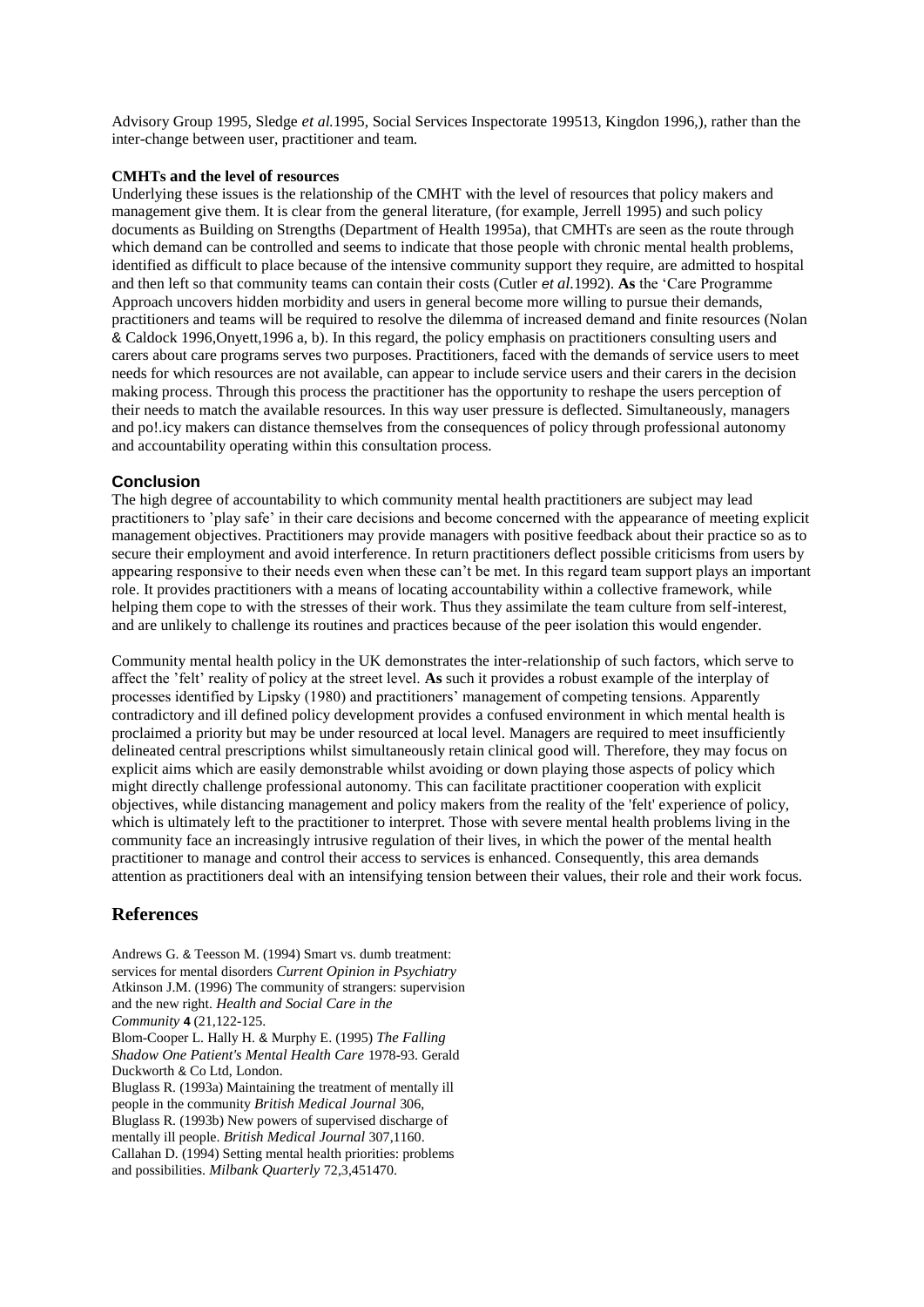Advisory Group 1995, Sledge *et al.*1995, Social Services Inspectorate 199513, Kingdon 1996,), rather than the inter-change between user, practitioner and team.

**CMHTs and the level of resources**

Underlying these issues is the relationship of the CMHT with the level of resources that policy makers and management give them. It is clear from the general literature, (for example, Jerrell 1995) and such policy documents as Building on Strengths (Department of Health 1995a), that CMHTs are seen as the route through which demand can be controlled and seems to indicate that those people with chronic mental health problems, identified as difficult to place because of the intensive community support they require, are admitted to hospital and then left so that community teams can contain their costs (Cutler *et al.*1992). **As** the 'Care Programme Approach uncovers hidden morbidity and users in general become more willing to pursue their demands, practitioners and teams will be required to resolve the dilemma of increased demand and finite resources (Nolan & Caldock 1996,Onyett,1996 a, b). In this regard, the policy emphasis on practitioners consulting users and carers about care programs serves two purposes. Practitioners, faced with the demands of service users to meet needs for which resources are not available, can appear to include service users and their carers in the decision making process. Through this process the practitioner has the opportunity to reshape the users perception of their needs to match the available resources. In this way user pressure is deflected. Simultaneously, managers and po!.icy makers can distance themselves from the consequences of policy through professional autonomy and accountability operating within this consultation process.

## Conclusion

The high degree of accountability to which community mental health practitioners are subject may lead practitioners to 'play safe' in their care decisions and become concerned with the appearance of meeting explicit management objectives. Practitioners may provide managers with positive feedback about their practice so as to secure their employment and avoid interference. In return practitioners deflect possible criticisms from users by appearing responsive to their needs even when these can't be met. In this regard team support plays an important role. It provides practitioners with a means of locating accountability within a collective framework, while helping them cope to with the stresses of their work. Thus they assimilate the team culture from self-interest, and are unlikely to challenge its routines and practices because of the peer isolation this would engender.

Community mental health policy in the UK demonstrates the inter-relationship of such factors, which serve to affect the 'felt' reality of policy at the street level. **As** such it provides a robust example of the interplay of processes identified by Lipsky (1980) and practitioners' management of competing tensions. Apparently contradictory and ill defined policy development provides a confused environment in which mental health is proclaimed a priority but may be under resourced at local level. Managers are required to meet insufficiently delineated central prescriptions whilst simultaneously retain clinical good will. Therefore, they may focus on explicit aims which are easily demonstrable whilst avoiding or down playing those aspects of policy which might directly challenge professional autonomy. This can facilitate practitioner cooperation with explicit objectives, while distancing management and policy makers from the reality of the 'felt' experience of policy, which is ultimately left to the practitioner to interpret. Those with severe mental health problems living in the community face an increasingly intrusive regulation of their lives, in which the power of the mental health practitioner to manage and control their access to services is enhanced. Consequently, this area demands attention as practitioners deal with an intensifying tension between their values, their role and their work focus.

## References

Andrews G. & Teesson M. (1994) Smart vs. dumb treatment: services for mental disorders *Current Opinion in Psychiatry*

Atkinson J.M. (1996) The community of strangers: supervision and the new right. *Health and Social Care in the Community* **4** (21,122-125.

Blom-Cooper L. Hally H. & Murphy E. (1995) *The Falling Shadow One Patient's Mental Health Care* 1978-93. Gerald Duckworth & Co Ltd, London.

Bluglass R. (1993a) Maintaining the treatment of mentally ill people in the community *British Medical Journal* 306,

Bluglass R. (1993b) New powers of supervised discharge of mentally ill people. *British Medical Journal* 307,1160.

Callahan D. (1994) Setting mental health priorities: problems and possibilities. *Milbank Quarterly* 72,3,451470.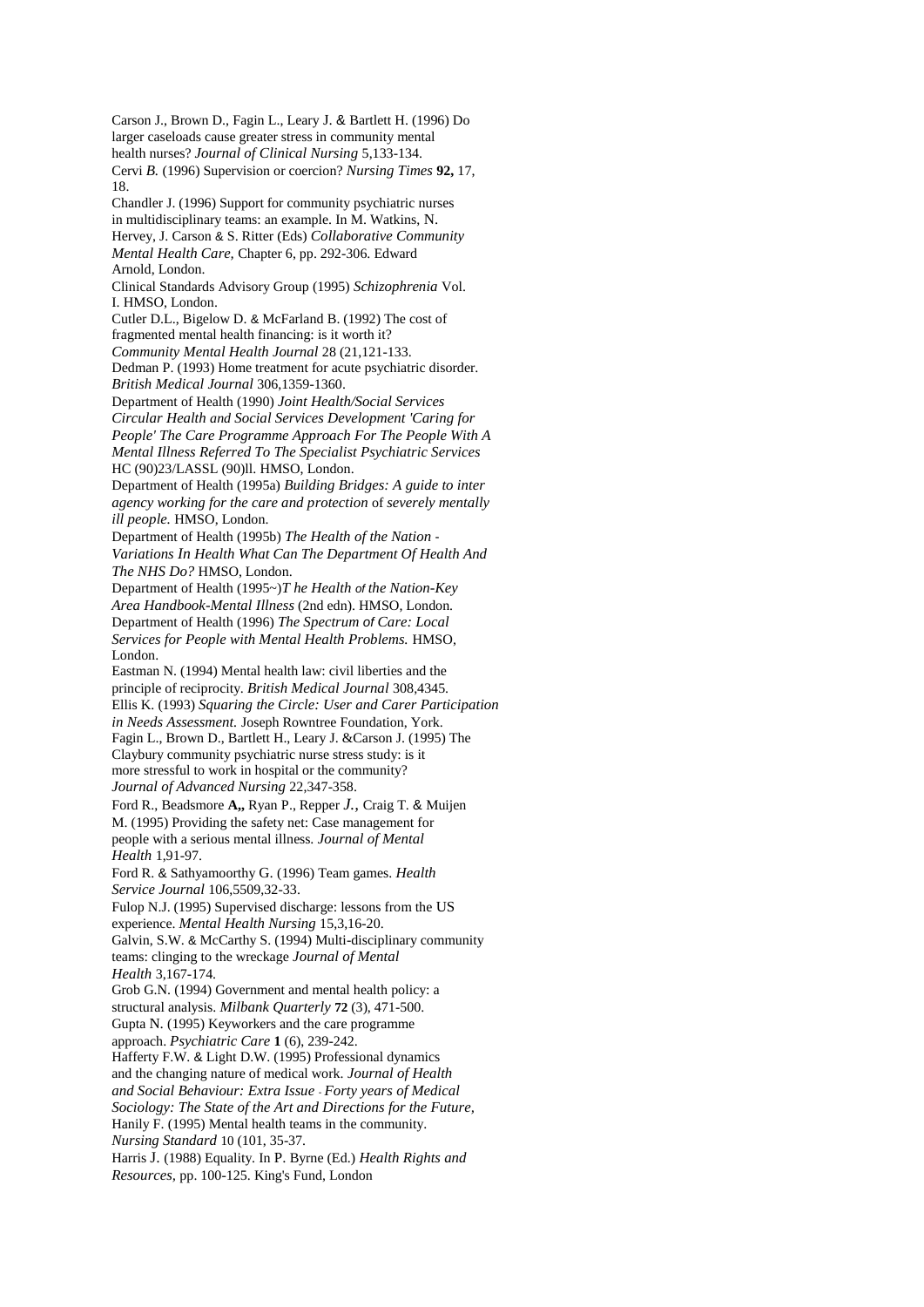Carson J., Brown D., Fagin L., Leary J. & Bartlett H. (1996) Do larger caseloads cause greater stress in community mental health nurses? *Journal of Clinical Nursing* 5,133-134.

Cervi *B.* (1996) Supervision or coercion? *Nursing Times* **92,** 17, 18.

Chandler J. (1996) Support for community psychiatric nurses in multidisciplinary teams: an example. In M. Watkins, N. Hervey, J. Carson & S. Ritter (Eds) *Collaborative Community Mental Health Care,* Chapter 6, pp. 292-306. Edward Arnold, London.

Clinical Standards Advisory Group (1995) *Schizophrenia* Vol. I. HMSO, London.

Cutler D.L., Bigelow D. & McFarland B. (1992) The cost of fragmented mental health financing: is it worth it? *Community Mental Health Journal* 28 (21,121-133.

Dedman P. (1993) Home treatment for acute psychiatric disorder. *British Medical Journal* 306,1359-1360.

Department of Health (1990) *Joint Health/Social Services Circular Health and Social Services Development 'Caring for People' The Care Programme Approach For The People With A Mental Illness Referred To The Specialist Psychiatric Services* HC (90)23/LASSL (90)ll. HMSO, London.

Department of Health (1995a) *Building Bridges: A guide to inter agency working for the care and protection* of *severely mentally ill people.* HMSO, London.

Department of Health (1995b) *The Health of the Nation - Variations In Health What Can The Department Of Health And The NHS Do?* HMSO, London.

Department of Health (1995~)*T he Health of the Nation-Key Area Handbook-Mental Illness* (2nd edn). HMSO, London.

Department of Health (1996) *The Spectrum of Care: Local Services for People with Mental Health Problems.* HMSO, London.

Eastman N. (1994) Mental health law: civil liberties and the principle of reciprocity. *British Medical Journal* 308,4345.

Ellis K. (1993) *Squaring the Circle: User and Carer Participation in Needs Assessment.* Joseph Rowntree Foundation, York.

Fagin L., Brown D., Bartlett H., Leary J. &Carson J. (1995) The Claybury community psychiatric nurse stress study: is it more stressful to work in hospital or the community? *Journal of Advanced Nursing* 22,347-358.

Ford R., Beadsmore **A,,** Ryan P., Repper *J.,* Craig T. & Muijen M. (1995) Providing the safety net: Case management for people with a serious mental illness. *Journal of Mental Health* 1,91-97.

Ford R. & Sathyamoorthy G. (1996) Team games. *Health Service Journal* 106,5509,32-33.

Fulop N.J. (1995) Supervised discharge: lessons from the US experience. *Mental Health Nursing* 15,3,16-20.

Galvin, S.W. & McCarthy S. (1994) Multi-disciplinary community teams: clinging to the wreckage *Journal of Mental Health* 3,167-174.

Grob G.N. (1994) Government and mental health policy: a structural analysis. *Milbank Quarterly* **72** (3), 471-500.

Gupta N. (1995) Keyworkers and the care programme approach. *Psychiatric Care* **1** (6), 239-242.

Hafferty F.W. & Light D.W. (1995) Professional dynamics and the changing nature of medical work. *Journal of Health and Social Behaviour: Extra Issue - Forty years of Medical Sociology: The State of the Art and Directions for the Future,*

Hanily F. (1995) Mental health teams in the community. *Nursing Standard* 10 (101, 35-37.

Harris J. (1988) Equality. In P. Byrne (Ed.) *Health Rights and Resources,* pp. 100-125. King's Fund, London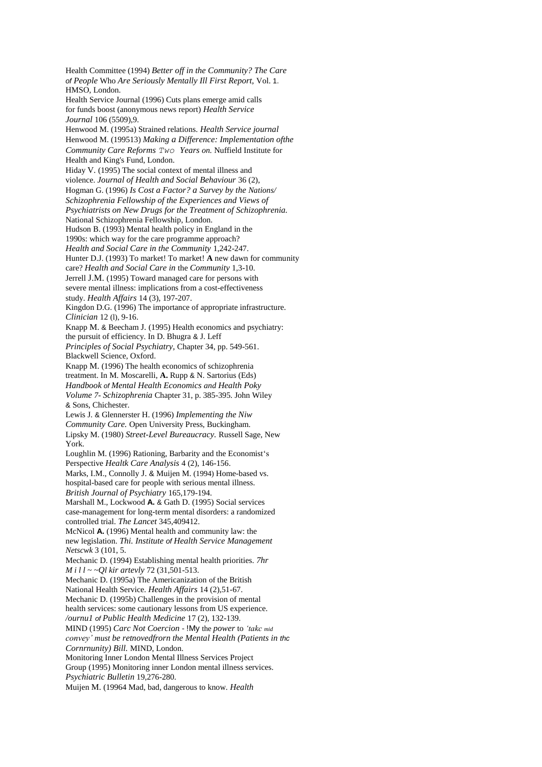Health Committee (1994) *Better off in the Community? The Care of People Who Are Seriously Mentally Ill First Report*, Vol. 1. HMSO, London.

Health Service Journal (1996) Cuts plans emerge amid calls for funds boost (anonymous news report) *Health Service Journal* 106 (5509),9.

Henwood M. (1995a) Strained relations. *Health Service journal*

Henwood M. (199513) *Making a Difference: Implementation ofthe Community Care Reforms Two Years on.* Nuffield Institute for Health and King's Fund, London.

Hiday V. (1995) The social context of mental illness and violence. *Journal of Health and Social Behaviour* 36 (2),

Hogman G. (1996) *Is Cost a Factor? a Survey by the Nations/ Schizophrenia Fellowship of the Experiences and Views of Psychiatrists on New Drugs for the Treatment of Schizophrenia.* National Schizophrenia Fellowship, London.

Hudson B. (1993) Mental health policy in England in the 1990s: which way for the care programme approach? *Health and Social Care in the Community* 1,242-247.

Hunter D.J. (1993) To market! To market! **A** new dawn for community care? *Health and Social Care in the Community* 1,3-10.

Jerrell J.M. (1995) Toward managed care for persons with severe mental illness: implications from a cost-effectiveness study. *Health Affairs* 14 (3), 197-207.

Kingdon D.G. (1996) The importance of appropriate infrastructure. *Clinician* 12 (l), 9-16.

Knapp M. & Beecham J. (1995) Health economics and psychiatry: the pursuit of efficiency. In D. Bhugra & J. Leff *Principles of Social Psychiatry*, Chapter 34, pp. 549-561. Blackwell Science, Oxford.

Knapp M. (1996) The health economics of schizophrenia treatment. In M. Moscarelli, **A.** Rupp & N. Sartorius (Eds) *Handbook of Mental Health Economics and Health Poky Volume 7- Schizophrenia* Chapter 31, p. 385-395. John Wiley & Sons, Chichester.

Lewis J. & Glennerster H. (1996) *Implementing the Niw Community Care.* Open University Press, Buckingham.

Lipsky M. (1980) *Street-Level Bureaucracy.* Russell Sage, New York.

Loughlin M. (1996) Rationing, Barbarity and the Economist's Perspective *Healtk Care Analysis* 4 (2), 146-156.

Marks, I.M., Connolly J. & Muijen M. (1994) Home-based vs. hospital-based care for people with serious mental illness. *British Journal of Psychiatry* 165,179-194.

Marshall M., Lockwood **A.** & Gath D. (1995) Social services case-management for long-term mental disorders: a randomized controlled trial. *The Lancet* 345,409412.

McNicol **A.** (1996) Mental health and community law: the new legislation. *Thi. Institute of Health Service Management Netscwk* 3 (101, 5.

Mechanic D. (1994) Establishing mental health priorities. *7hr M i l l ~ ~Ql kir artevly* 72 (31,501-513.

Mechanic D. (1995a) The Americanization of the British National Health Service. *Health Affairs* 14 (2),51-67.

Mechanic D. (1995b) Challenges in the provision of mental health services: some cautionary lessons from US experience. */ournu1 of Public Health Medicine* 17 (2), 132-139.

MIND (1995) *Carc Not Coercion - !My the power to 'takc mid convey' must be retnovedfrorn the Mental Health (Patients in thc Cornrnunity) Bill.* MIND, London.

Monitoring Inner London Mental Illness Services Project Group (1995) Monitoring inner London mental illness services. *Psychiatric Bulletin* 19,276-280.

Muijen M. (19964 Mad, bad, dangerous to know. *Health*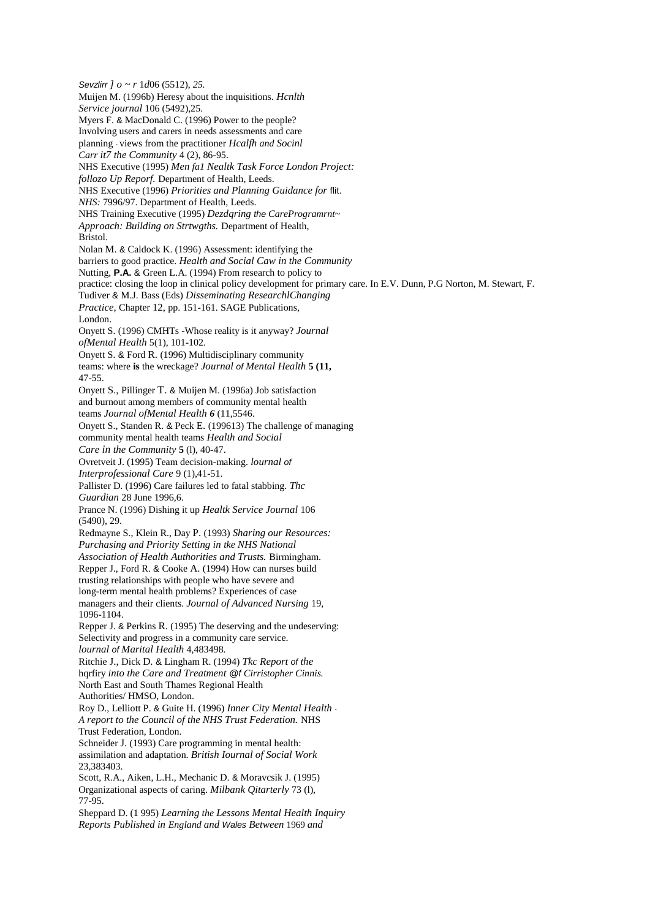*Sevzlirr ] o ~ r* 1*d*06 (5512), *25.*

Muijen M. (1996b) Heresy about the inquisitions. *Hcnlth Service journal* 106 (5492),25.

Myers F. & MacDonald C. (1996) Power to the people? Involving users and carers in needs assessments and care planning - views from the practitioner *Hcalfh and Socinl Carr it7 the Community* 4 (2), 86-95.

NHS Executive (1995) *Men fa1 Nealtk Task Force London Project: follozo Up Reporf.* Department of Health, Leeds.

NHS Executive (1996) *Priorities and Planning Guidance for* flit. *NHS:* 7996/97. Department of Health, Leeds.

NHS Training Executive (1995) *Dezdqring the CareProgramrnt~ Approach: Building on Strtwgths.* Department of Health, Bristol.

Nolan M. & Caldock K. (1996) Assessment: identifying the barriers to good practice. *Health and Social Caw in the Community*

Nutting, **P.A.** & Green L.A. (1994) From research to policy to practice: closing the loop in clinical policy development for primary care. In E.V. Dunn, P.G Norton, M. Stewart, F. Tudiver & M.J. Bass (Eds) *Disseminating ResearchlChanging Practice*, Chapter 12, pp. 151-161. SAGE Publications, London.

Onyett S. (1996) CMHTs -Whose reality is it anyway? *Journal ofMental Health* 5(1), 101-102.

Onyett S. & Ford R. (1996) Multidisciplinary community teams: where **is** the wreckage? *Journal of Mental Health* **5 (11,** 47-55.

Onyett S., Pillinger T. & Muijen M. (1996a) Job satisfaction and burnout among members of community mental health teams *Journal ofMental Health* ***6*** (11,5546.

Onyett S., Standen R. & Peck E. (199613) The challenge of managing community mental health teams *Health and Social Care in the Community* **5** (l), 40-47.

Ovretveit J. (1995) Team decision-making. *lournal of Interprofessional Care* 9 (1),41-51.

Pallister D. (1996) Care failures led to fatal stabbing. *Thc Guardian* 28 June 1996,6.

Prance N. (1996) Dishing it up *Healtk Service Journal* 106 (5490), 29.

Redmayne S., Klein R., Day P. (1993) *Sharing our Resources: Purchasing and Priority Setting in tke NHS National Association of Health Authorities and Trusts.* Birmingham.

Repper J., Ford R. & Cooke A. (1994) How can nurses build trusting relationships with people who have severe and long-term mental health problems? Experiences of case managers and their clients. *Journal of Advanced Nursing* 19, 1096-1104.

Repper J. & Perkins R. (1995) The deserving and the undeserving: Selectivity and progress in a community care service. *lournal of Marital Health* 4,483498.

Ritchie J., Dick D. & Lingham R. (1994) *Tkc Report of the* hqrfiry *into the Care and Treatment @f Cirristopher Cinnis.* North East and South Thames Regional Health Authorities/ HMSO, London.

Roy D., Lelliott P. & Guite H. (1996) *Inner City Mental Health - A report to the Council of the NHS Trust Federation.* NHS Trust Federation, London.

Schneider J. (1993) Care programming in mental health: assimilation and adaptation. *British Iournal of Social Work* 23,383403.

Scott, R.A., Aiken, L.H., Mechanic D. & Moravcsik J. (1995) Organizational aspects of caring. *Milbank Qitarterly* 73 (l), 77-95.

Sheppard D. (1 995) *Learning the Lessons Mental Health Inquiry Reports Published in England and Wales Between* 1969 *and*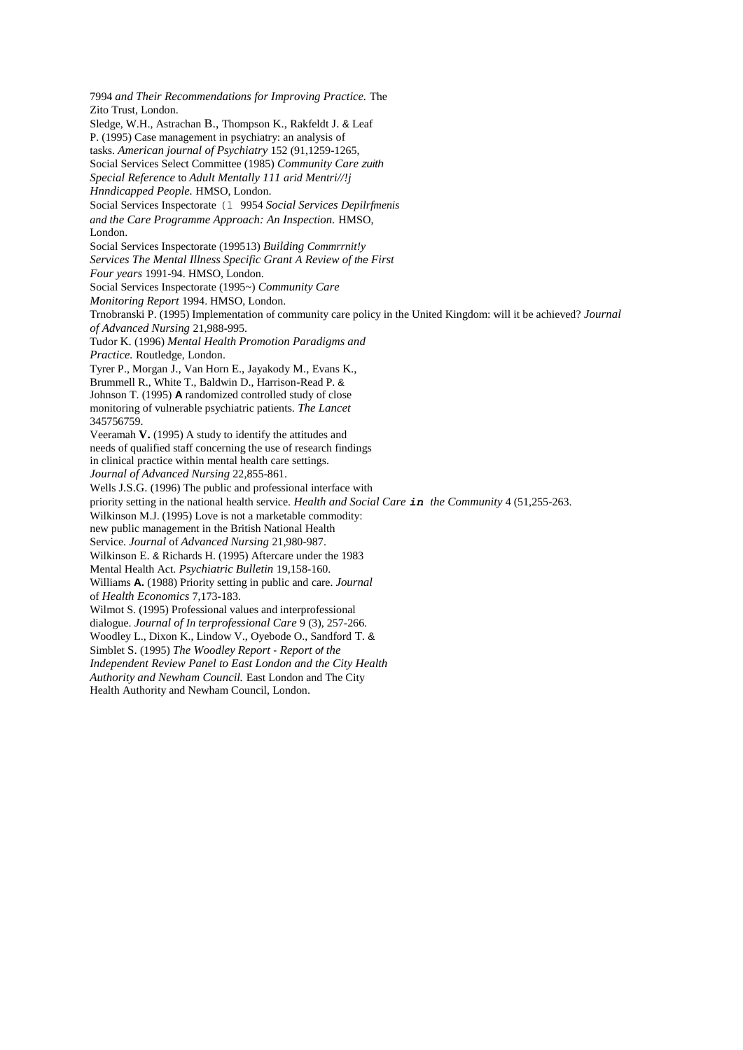7994 *and Their Recommendations for Improving Practice.* The Zito Trust, London.

Sledge, W.H., Astrachan B., Thompson K., Rakfeldt J. & Leaf P. (1995) Case management in psychiatry: an analysis of tasks. *American journal of Psychiatry* 152 (91,1259-1265,

Social Services Select Committee (1985) *Community Care zuith Special Reference* to *Adult Mentally 111 arid Mentri//!j Hnndicapped People.* HMSO, London.

Social Services Inspectorate (1 9954 *Social Services Depilrfmenis and the Care Programme Approach: An Inspection.* HMSO, London.

Social Services Inspectorate (199513) *Building Commrrnit!y Services The Mental Illness Specific Grant A Review of the First Four years* 1991-94. HMSO, London.

Social Services Inspectorate (1995~) *Community Care Monitoring Report* 1994. HMSO, London.

Trnobranski P. (1995) Implementation of community care policy in the United Kingdom: will it be achieved? *Journal of Advanced Nursing* 21,988-995.

Tudor K. (1996) *Mental Health Promotion Paradigms and Practice.* Routledge, London.

Tyrer P., Morgan J., Van Horn E., Jayakody M., Evans K., Brummell R., White T., Baldwin D., Harrison-Read P. & Johnson T. (1995) **A** randomized controlled study of close monitoring of vulnerable psychiatric patients. *The Lancet* 345756759.

Veeramah **V.** (1995) A study to identify the attitudes and needs of qualified staff concerning the use of research findings in clinical practice within mental health care settings. *Journal of Advanced Nursing* 22,855-861.

Wells J.S.G. (1996) The public and professional interface with priority setting in the national health service. *Health and Social Care* **in** *the Community* 4 (51,255-263.

Wilkinson M.J. (1995) Love is not a marketable commodity: new public management in the British National Health Service. *Journal* of *Advanced Nursing* 21,980-987.

Wilkinson E. & Richards H. (1995) Aftercare under the 1983 Mental Health Act. *Psychiatric Bulletin* 19,158-160.

Williams **A.** (1988) Priority setting in public and care. *Journal* of *Health Economics* 7,173-183.

Wilmot S. (1995) Professional values and interprofessional dialogue. *Journal of In terprofessional Care* 9 (3), 257-266.

Woodley L., Dixon K., Lindow V., Oyebode O., Sandford T. & Simblet S. (1995) *The Woodley Report - Report of the Independent Review Panel to East London and the City Health Authority and Newham Council.* East London and The City Health Authority and Newham Council, London.